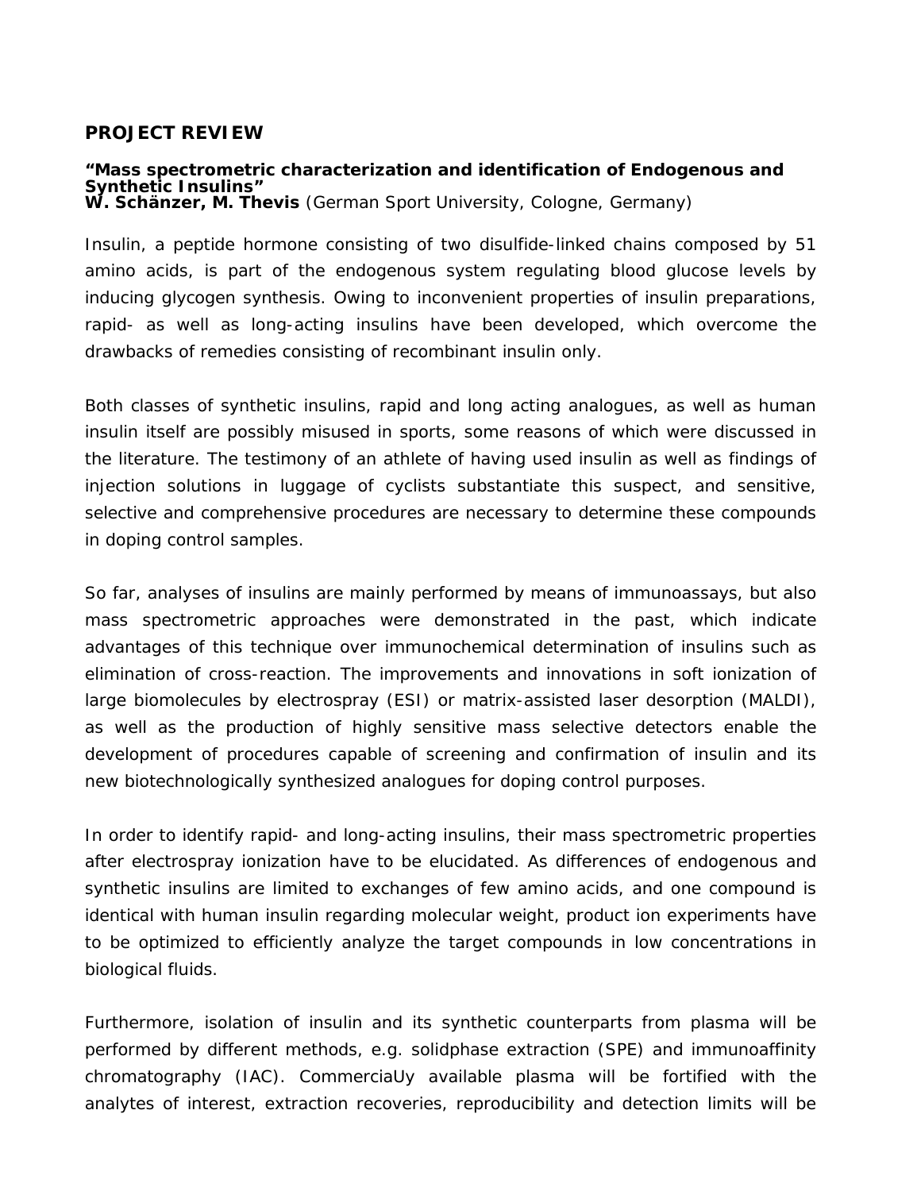## PROJECT REVIEW

**"Mass spectrometric characterization and identification of Endogenous and Synthetic Insulins"**
**W. Schänzer, M. Thevis** (German Sport University, Cologne, Germany)

Insulin, a peptide hormone consisting of two disulfide-linked chains composed by 51 amino acids, is part of the endogenous system regulating blood glucose levels by inducing glycogen synthesis. Owing to inconvenient properties of insulin preparations, rapid- as well as long-acting insulins have been developed, which overcome the drawbacks of remedies consisting of recombinant insulin only.

Both classes of synthetic insulins, rapid and long acting analogues, as well as human insulin itself are possibly misused in sports, some reasons of which were discussed in the literature. The testimony of an athlete of having used insulin as well as findings of injection solutions in luggage of cyclists substantiate this suspect, and sensitive, selective and comprehensive procedures are necessary to determine these compounds in doping control samples.

So far, analyses of insulins are mainly performed by means of immunoassays, but also mass spectrometric approaches were demonstrated in the past, which indicate advantages of this technique over immunochemical determination of insulins such as elimination of cross-reaction. The improvements and innovations in soft ionization of large biomolecules by electrospray (ESI) or matrix-assisted laser desorption (MALDI), as well as the production of highly sensitive mass selective detectors enable the development of procedures capable of screening and confirmation of insulin and its new biotechnologically synthesized analogues for doping control purposes.

In order to identify rapid- and long-acting insulins, their mass spectrometric properties after electrospray ionization have to be elucidated. As differences of endogenous and synthetic insulins are limited to exchanges of few amino acids, and one compound is identical with human insulin regarding molecular weight, product ion experiments have to be optimized to efficiently analyze the target compounds in low concentrations in biological fluids.

Furthermore, isolation of insulin and its synthetic counterparts from plasma will be performed by different methods, e.g. solidphase extraction (SPE) and immunoaffinity chromatography (IAC). CommerciaUy available plasma will be fortified with the analytes of interest, extraction recoveries, reproducibility and detection limits will be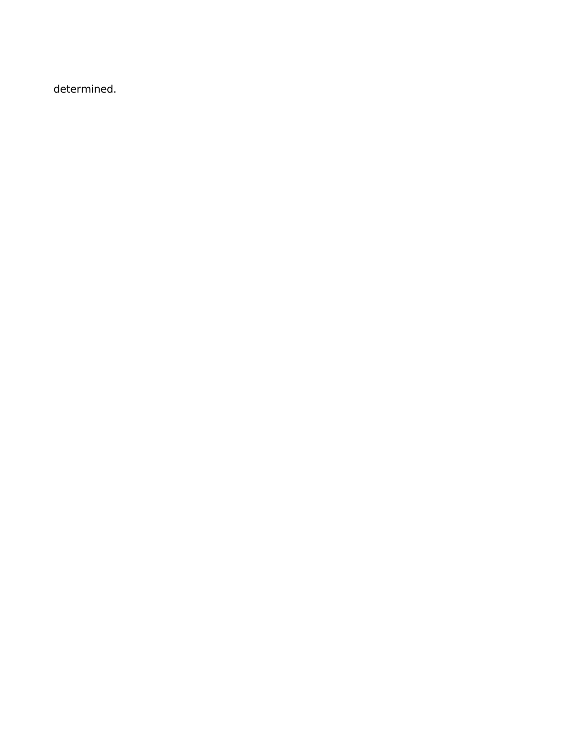determined.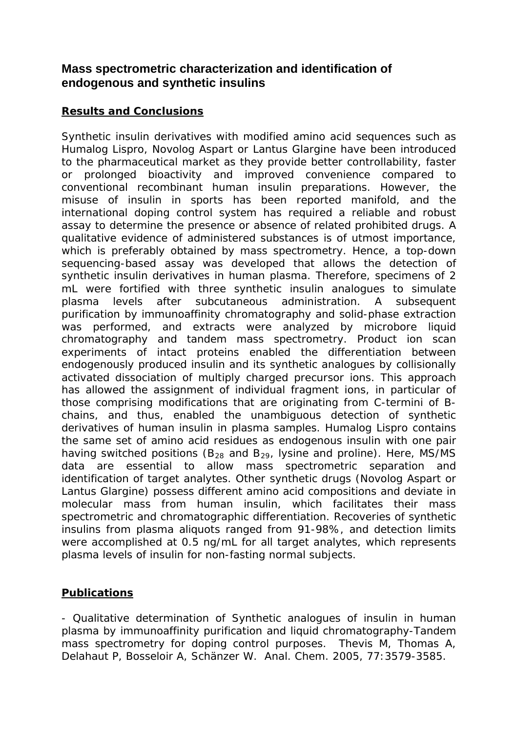## Mass spectrometric characterization and identification of endogenous and synthetic insulins

### Results and Conclusions

Synthetic insulin derivatives with modified amino acid sequences such as Humalog Lispro, Novolog Aspart or Lantus Glargine have been introduced to the pharmaceutical market as they provide better controllability, faster or prolonged bioactivity and improved convenience compared to conventional recombinant human insulin preparations. However, the misuse of insulin in sports has been reported manifold, and the international doping control system has required a reliable and robust assay to determine the presence or absence of related prohibited drugs. A qualitative evidence of administered substances is of utmost importance, which is preferably obtained by mass spectrometry. Hence, a top-down sequencing-based assay was developed that allows the detection of synthetic insulin derivatives in human plasma. Therefore, specimens of 2 mL were fortified with three synthetic insulin analogues to simulate plasma levels after subcutaneous administration. A subsequent purification by immunoaffinity chromatography and solid-phase extraction was performed, and extracts were analyzed by microbore liquid chromatography and tandem mass spectrometry. Product ion scan experiments of intact proteins enabled the differentiation between endogenously produced insulin and its synthetic analogues by collisionally activated dissociation of multiply charged precursor ions. This approach has allowed the assignment of individual fragment ions, in particular of those comprising modifications that are originating from C-termini of B-chains, and thus, enabled the unambiguous detection of synthetic derivatives of human insulin in plasma samples. Humalog Lispro contains the same set of amino acid residues as endogenous insulin with one pair having switched positions ($B_{28}$ and $B_{29}$, lysine and proline). Here, MS/MS data are essential to allow mass spectrometric separation and identification of target analytes. Other synthetic drugs (Novolog Aspart or Lantus Glargine) possess different amino acid compositions and deviate in molecular mass from human insulin, which facilitates their mass spectrometric and chromatographic differentiation. Recoveries of synthetic insulins from plasma aliquots ranged from 91-98%, and detection limits were accomplished at 0.5 ng/mL for all target analytes, which represents plasma levels of insulin for non-fasting normal subjects.

### Publications

- Qualitative determination of Synthetic analogues of insulin in human plasma by immunoaffinity purification and liquid chromatography-Tandem mass spectrometry for doping control purposes. Thevis M, Thomas A, Delahaut P, Bosseloir A, Schänzer W. Anal. Chem. 2005, 77:3579-3585.